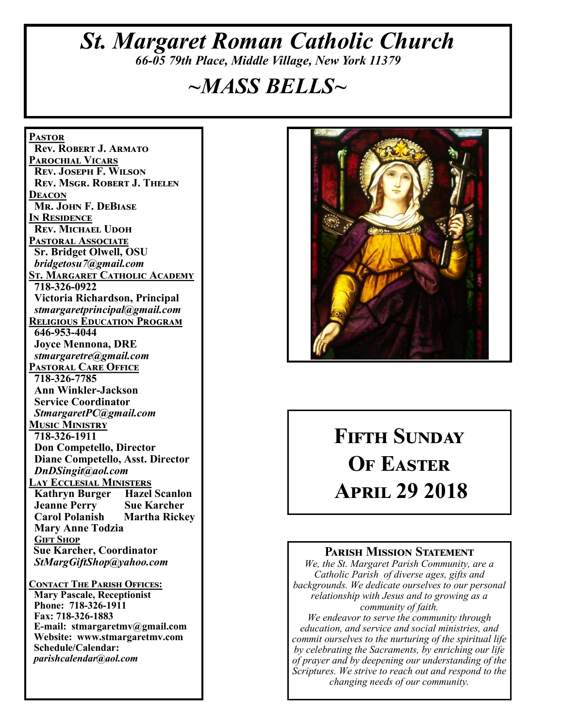# *St. Margaret Roman Catholic Church*

*66-05 79th Place, Middle Village, New York 11379*

# *~MASS BELLS~*

**PASTOR**
**Rev. Robert J. Armato**

**PAROCHIAL VICARS**
**Rev. Joseph F. Wilson**
**Rev. Msgr. Robert J. Thelen**

**DEACON**
**Mr. John F. DeBiase**

**IN RESIDENCE**
**Rev. Michael Udoh**

**PASTORAL ASSOCIATE**
**Sr. Bridget Olwell, OSU**
***bridgetosu7@gmail.com***

**ST. MARGARET CATHOLIC ACADEMY**
**718-326-0922**
**Victoria Richardson, Principal**
***stmargaretprincipal@gmail.com***

**RELIGIOUS EDUCATION PROGRAM**
**646-953-4044**
**Joyce Mennona, DRE**
***stmargaretre@gmail.com***

**PASTORAL CARE OFFICE**
**718-326-7785**
**Ann Winkler-Jackson**
**Service Coordinator**
***StmargaretPC@gmail.com***

**MUSIC MINISTRY**
**718-326-1911**
**Don Competello, Director**
**Diane Competello, Asst. Director**
***DnDSingit@aol.com***

**LAY ECCLESIAL MINISTERS**
**Kathryn Burger** **Hazel Scanlon**
**Jeanne Perry** **Sue Karcher**
**Carol Polanish** **Martha Rickey**
**Mary Anne Todzia**

**GIFT SHOP**
**Sue Karcher, Coordinator**
***StMargGiftShop@yahoo.com***

**CONTACT THE PARISH OFFICES:**
**Mary Pascale, Receptionist**
**Phone: 718-326-1911**
**Fax: 718-326-1883**
**E-mail: stmargaretmv@gmail.com**
**Website: www.stmargaretmv.com**
**Schedule/Calendar:**
***parishcalendar@aol.com***

# FIFTH SUNDAY OF EASTER APRIL 29 2018

## PARISH MISSION STATEMENT

*We, the St. Margaret Parish Community, are a Catholic Parish of diverse ages, gifts and backgrounds. We dedicate ourselves to our personal relationship with Jesus and to growing as a community of faith.*
*We endeavor to serve the community through education, and service and social ministries, and commit ourselves to the nurturing of the spiritual life by celebrating the Sacraments, by enriching our life of prayer and by deepening our understanding of the Scriptures. We strive to reach out and respond to the changing needs of our community.*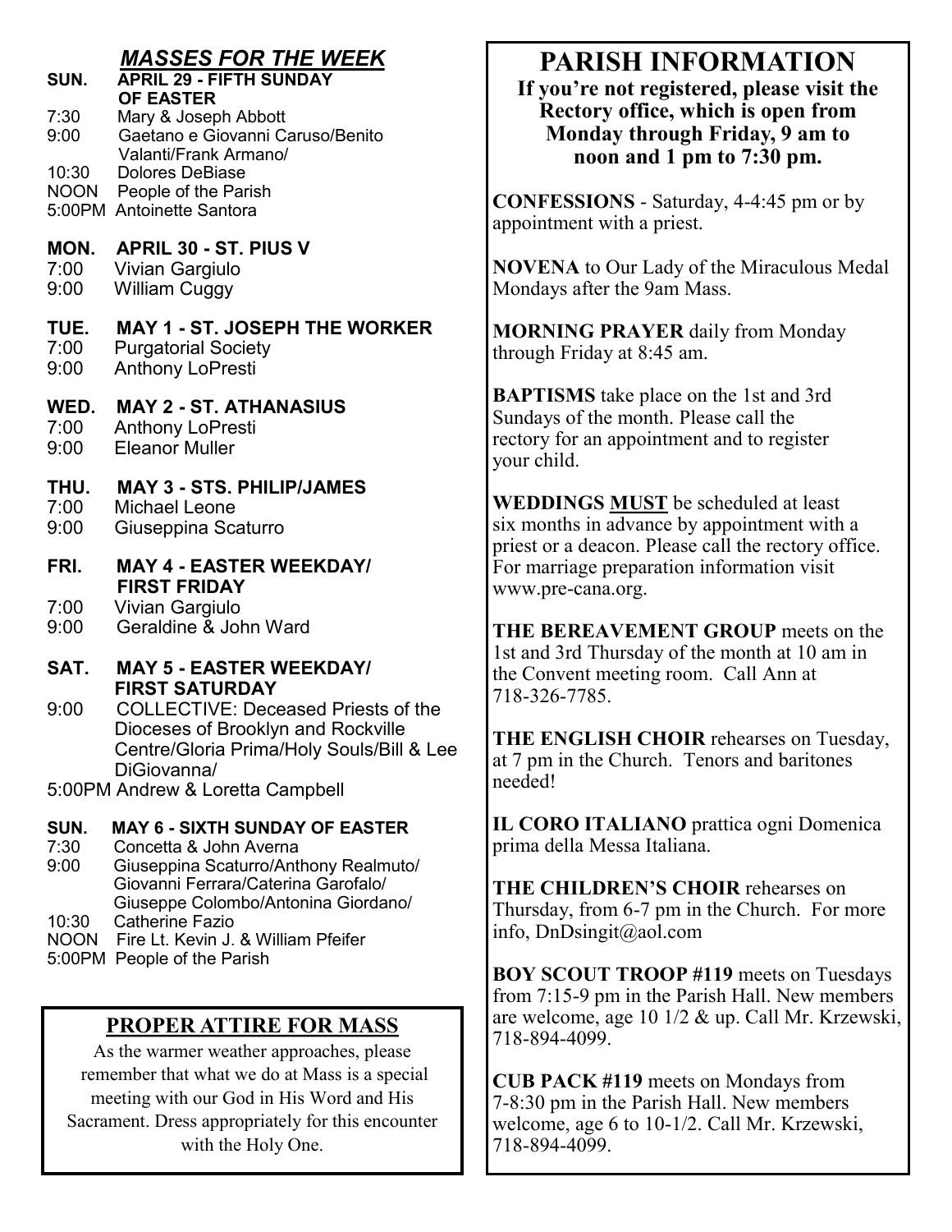## *MASSES FOR THE WEEK*

**SUN. APRIL 29 - FIFTH SUNDAY OF EASTER**

7:30 Mary & Joseph Abbott
9:00 Gaetano e Giovanni Caruso/Benito Valanti/Frank Armano/
10:30 Dolores DeBiase
NOON People of the Parish
5:00PM Antoinette Santora

**MON. APRIL 30 - ST. PIUS V**

7:00 Vivian Gargiulo
9:00 William Cuggy

**TUE. MAY 1 - ST. JOSEPH THE WORKER**

7:00 Purgatorial Society
9:00 Anthony LoPresti

**WED. MAY 2 - ST. ATHANASIUS**

7:00 Anthony LoPresti
9:00 Eleanor Muller

**THU. MAY 3 - STS. PHILIP/JAMES**

7:00 Michael Leone
9:00 Giuseppina Scaturro

**FRI. MAY 4 - EASTER WEEKDAY/ FIRST FRIDAY**

7:00 Vivian Gargiulo
9:00 Geraldine & John Ward

**SAT. MAY 5 - EASTER WEEKDAY/ FIRST SATURDAY**

9:00 COLLECTIVE: Deceased Priests of the Dioceses of Brooklyn and Rockville Centre/Gloria Prima/Holy Souls/Bill & Lee DiGiovanna/
5:00PM Andrew & Loretta Campbell

**SUN. MAY 6 - SIXTH SUNDAY OF EASTER**

7:30 Concetta & John Averna
9:00 Giuseppina Scaturro/Anthony Realmuto/ Giovanni Ferrara/Caterina Garofalo/ Giuseppe Colombo/Antonina Giordano/
10:30 Catherine Fazio
NOON Fire Lt. Kevin J. & William Pfeifer
5:00PM People of the Parish

## PROPER ATTIRE FOR MASS

As the warmer weather approaches, please remember that what we do at Mass is a special meeting with our God in His Word and His Sacrament. Dress appropriately for this encounter with the Holy One.

# PARISH INFORMATION

**If you're not registered, please visit the Rectory office, which is open from Monday through Friday, 9 am to noon and 1 pm to 7:30 pm.**

**CONFESSIONS** - Saturday, 4-4:45 pm or by appointment with a priest.

**NOVENA** to Our Lady of the Miraculous Medal Mondays after the 9am Mass.

**MORNING PRAYER** daily from Monday through Friday at 8:45 am.

**BAPTISMS** take place on the 1st and 3rd Sundays of the month. Please call the rectory for an appointment and to register your child.

**WEDDINGS <u>MUST</u>** be scheduled at least six months in advance by appointment with a priest or a deacon. Please call the rectory office. For marriage preparation information visit www.pre-cana.org.

**THE BEREAVEMENT GROUP** meets on the 1st and 3rd Thursday of the month at 10 am in the Convent meeting room. Call Ann at 718-326-7785.

**THE ENGLISH CHOIR** rehearses on Tuesday, at 7 pm in the Church. Tenors and baritones needed!

**IL CORO ITALIANO** prattica ogni Domenica prima della Messa Italiana.

**THE CHILDREN'S CHOIR** rehearses on Thursday, from 6-7 pm in the Church. For more info, DnDsingit@aol.com

**BOY SCOUT TROOP #119** meets on Tuesdays from 7:15-9 pm in the Parish Hall. New members are welcome, age 10 1/2 & up. Call Mr. Krzewski, 718-894-4099.

**CUB PACK #119** meets on Mondays from 7-8:30 pm in the Parish Hall. New members welcome, age 6 to 10-1/2. Call Mr. Krzewski, 718-894-4099.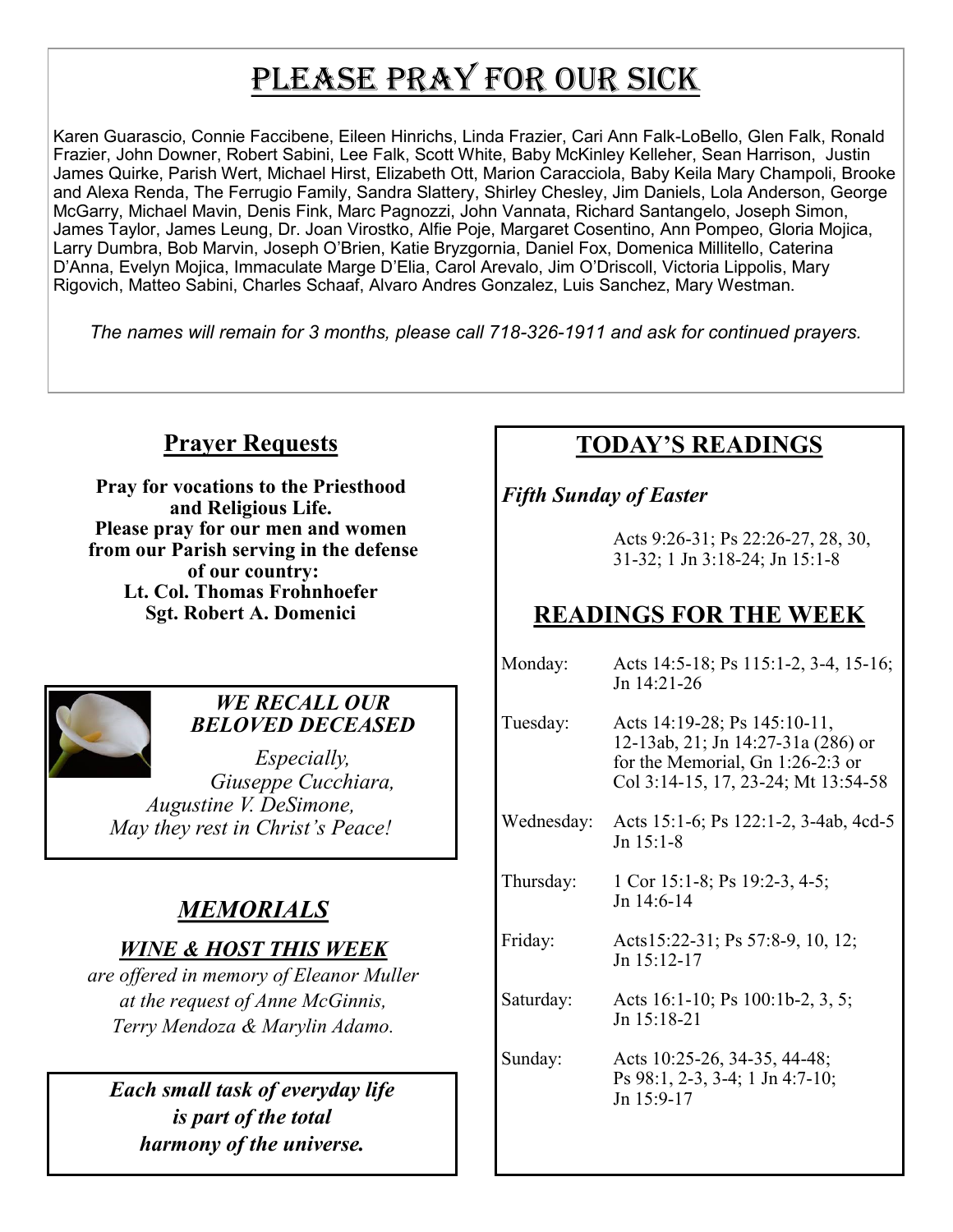# Please Pray for Our Sick

Karen Guarascio, Connie Faccibene, Eileen Hinrichs, Linda Frazier, Cari Ann Falk-LoBello, Glen Falk, Ronald Frazier, John Downer, Robert Sabini, Lee Falk, Scott White, Baby McKinley Kelleher, Sean Harrison, Justin James Quirke, Parish Wert, Michael Hirst, Elizabeth Ott, Marion Caracciola, Baby Keila Mary Champoli, Brooke and Alexa Renda, The Ferrugio Family, Sandra Slattery, Shirley Chesley, Jim Daniels, Lola Anderson, George McGarry, Michael Mavin, Denis Fink, Marc Pagnozzi, John Vannata, Richard Santangelo, Joseph Simon, James Taylor, James Leung, Dr. Joan Virostko, Alfie Poje, Margaret Cosentino, Ann Pompeo, Gloria Mojica, Larry Dumbra, Bob Marvin, Joseph O'Brien, Katie Bryzgornia, Daniel Fox, Domenica Millitello, Caterina D'Anna, Evelyn Mojica, Immaculate Marge D'Elia, Carol Arevalo, Jim O'Driscoll, Victoria Lippolis, Mary Rigovich, Matteo Sabini, Charles Schaaf, Alvaro Andres Gonzalez, Luis Sanchez, Mary Westman.

*The names will remain for 3 months, please call 718-326-1911 and ask for continued prayers.*

## Prayer Requests

**Pray for vocations to the Priesthood and Religious Life.**
**Please pray for our men and women from our Parish serving in the defense of our country:**
**Lt. Col. Thomas Frohnhoefer**
**Sgt. Robert A. Domenici**

***WE RECALL OUR BELOVED DECEASED***

*Especially,*
*Giuseppe Cucchiara,*
*Augustine V. DeSimone,*
*May they rest in Christ's Peace!*

## *MEMORIALS*

### *WINE & HOST THIS WEEK*

*are offered in memory of Eleanor Muller at the request of Anne McGinnis, Terry Mendoza & Marylin Adamo.*

***Each small task of everyday life is part of the total harmony of the universe.***

## TODAY'S READINGS

***Fifth Sunday of Easter***

Acts 9:26-31; Ps 22:26-27, 28, 30, 31-32; 1 Jn 3:18-24; Jn 15:1-8

## READINGS FOR THE WEEK

| | |
|---|---|
| Monday: | Acts 14:5-18; Ps 115:1-2, 3-4, 15-16; Jn 14:21-26 |
| Tuesday: | Acts 14:19-28; Ps 145:10-11, 12-13ab, 21; Jn 14:27-31a (286) or for the Memorial, Gn 1:26-2:3 or Col 3:14-15, 17, 23-24; Mt 13:54-58 |
| Wednesday: | Acts 15:1-6; Ps 122:1-2, 3-4ab, 4cd-5 Jn 15:1-8 |
| Thursday: | 1 Cor 15:1-8; Ps 19:2-3, 4-5; Jn 14:6-14 |
| Friday: | Acts15:22-31; Ps 57:8-9, 10, 12; Jn 15:12-17 |
| Saturday: | Acts 16:1-10; Ps 100:1b-2, 3, 5; Jn 15:18-21 |
| Sunday: | Acts 10:25-26, 34-35, 44-48; Ps 98:1, 2-3, 3-4; 1 Jn 4:7-10; Jn 15:9-17 |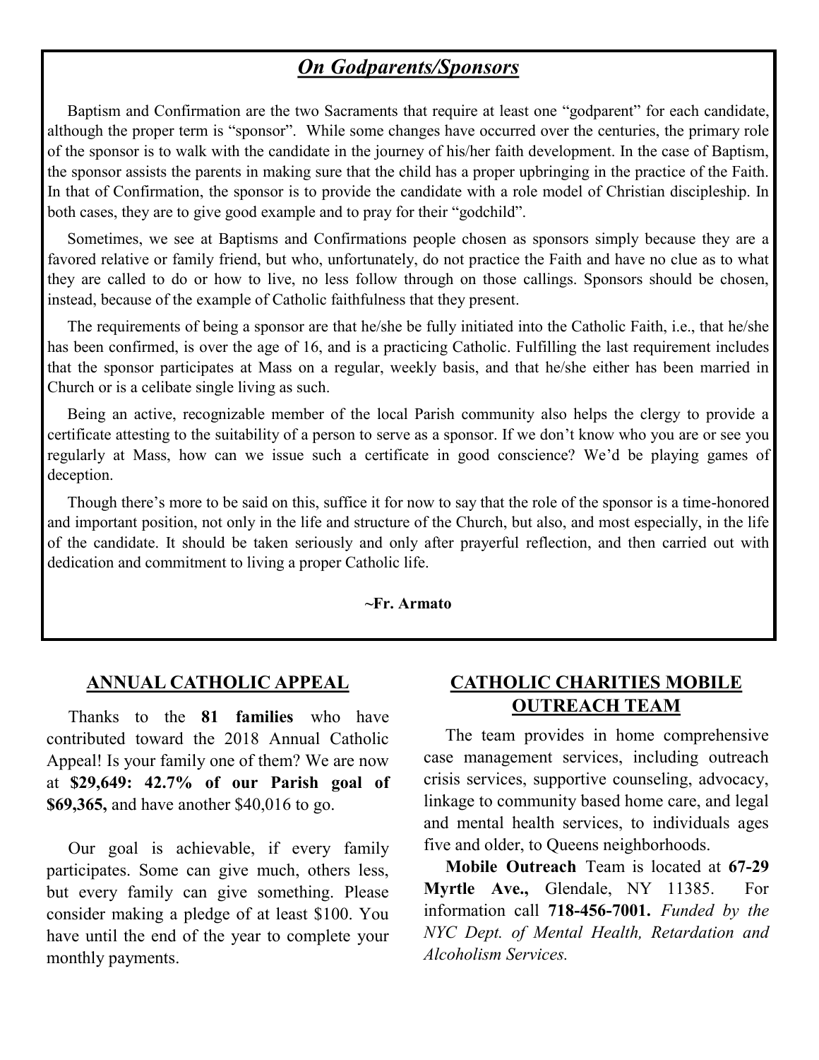## *On Godparents/Sponsors*

Baptism and Confirmation are the two Sacraments that require at least one "godparent" for each candidate, although the proper term is "sponsor". While some changes have occurred over the centuries, the primary role of the sponsor is to walk with the candidate in the journey of his/her faith development. In the case of Baptism, the sponsor assists the parents in making sure that the child has a proper upbringing in the practice of the Faith. In that of Confirmation, the sponsor is to provide the candidate with a role model of Christian discipleship. In both cases, they are to give good example and to pray for their "godchild".

Sometimes, we see at Baptisms and Confirmations people chosen as sponsors simply because they are a favored relative or family friend, but who, unfortunately, do not practice the Faith and have no clue as to what they are called to do or how to live, no less follow through on those callings. Sponsors should be chosen, instead, because of the example of Catholic faithfulness that they present.

The requirements of being a sponsor are that he/she be fully initiated into the Catholic Faith, i.e., that he/she has been confirmed, is over the age of 16, and is a practicing Catholic. Fulfilling the last requirement includes that the sponsor participates at Mass on a regular, weekly basis, and that he/she either has been married in Church or is a celibate single living as such.

Being an active, recognizable member of the local Parish community also helps the clergy to provide a certificate attesting to the suitability of a person to serve as a sponsor. If we don't know who you are or see you regularly at Mass, how can we issue such a certificate in good conscience? We'd be playing games of deception.

Though there's more to be said on this, suffice it for now to say that the role of the sponsor is a time-honored and important position, not only in the life and structure of the Church, but also, and most especially, in the life of the candidate. It should be taken seriously and only after prayerful reflection, and then carried out with dedication and commitment to living a proper Catholic life.

**~Fr. Armato**

## ANNUAL CATHOLIC APPEAL

Thanks to the **81 families** who have contributed toward the 2018 Annual Catholic Appeal! Is your family one of them? We are now at **$29,649: 42.7% of our Parish goal of $69,365,** and have another $40,016 to go.

Our goal is achievable, if every family participates. Some can give much, others less, but every family can give something. Please consider making a pledge of at least $100. You have until the end of the year to complete your monthly payments.

## CATHOLIC CHARITIES MOBILE OUTREACH TEAM

The team provides in home comprehensive case management services, including outreach crisis services, supportive counseling, advocacy, linkage to community based home care, and legal and mental health services, to individuals ages five and older, to Queens neighborhoods.

**Mobile Outreach** Team is located at **67-29 Myrtle Ave.,** Glendale, NY 11385. For information call **718-456-7001.** *Funded by the NYC Dept. of Mental Health, Retardation and Alcoholism Services.*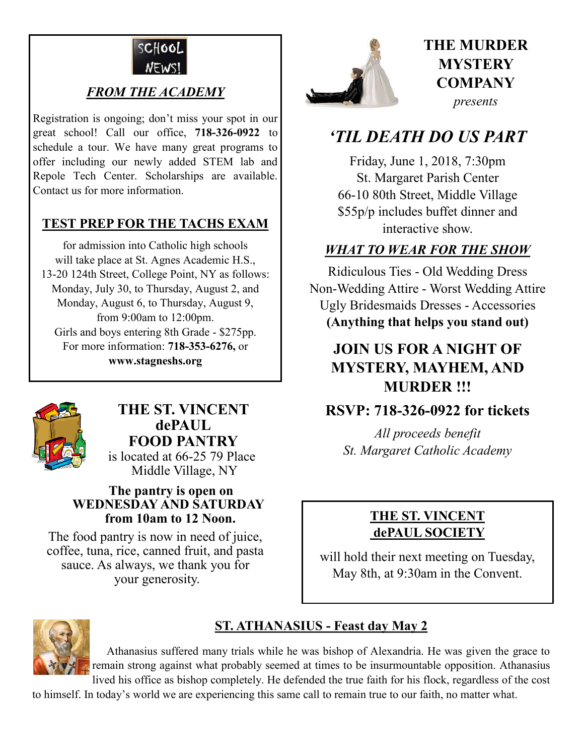SCHOOL NEWS!

## *FROM THE ACADEMY*

Registration is ongoing; don't miss your spot in our great school! Call our office, **718-326-0922** to schedule a tour. We have many great programs to offer including our newly added STEM lab and Repole Tech Center. Scholarships are available. Contact us for more information.

## TEST PREP FOR THE TACHS EXAM

for admission into Catholic high schools will take place at St. Agnes Academic H.S., 13-20 124th Street, College Point, NY as follows: Monday, July 30, to Thursday, August 2, and Monday, August 6, to Thursday, August 9, from 9:00am to 12:00pm.
Girls and boys entering 8th Grade - $275pp.
For more information: **718-353-6276,** or **www.stagneshs.org**

## THE ST. VINCENT dePAUL FOOD PANTRY

is located at 66-25 79 Place Middle Village, NY

**The pantry is open on WEDNESDAY AND SATURDAY from 10am to 12 Noon.**

The food pantry is now in need of juice, coffee, tuna, rice, canned fruit, and pasta sauce. As always, we thank you for your generosity.

## THE MURDER MYSTERY COMPANY

*presents*

## *'TIL DEATH DO US PART*

Friday, June 1, 2018, 7:30pm
St. Margaret Parish Center
66-10 80th Street, Middle Village
$55p/p includes buffet dinner and interactive show.

### *WHAT TO WEAR FOR THE SHOW*

Ridiculous Ties - Old Wedding Dress
Non-Wedding Attire - Worst Wedding Attire
Ugly Bridesmaids Dresses - Accessories
**(Anything that helps you stand out)**

## JOIN US FOR A NIGHT OF MYSTERY, MAYHEM, AND MURDER !!!

## RSVP: 718-326-0922 for tickets

*All proceeds benefit St. Margaret Catholic Academy*

## THE ST. VINCENT dePAUL SOCIETY

will hold their next meeting on Tuesday, May 8th, at 9:30am in the Convent.

## ST. ATHANASIUS - Feast day May 2

Athanasius suffered many trials while he was bishop of Alexandria. He was given the grace to remain strong against what probably seemed at times to be insurmountable opposition. Athanasius lived his office as bishop completely. He defended the true faith for his flock, regardless of the cost to himself. In today's world we are experiencing this same call to remain true to our faith, no matter what.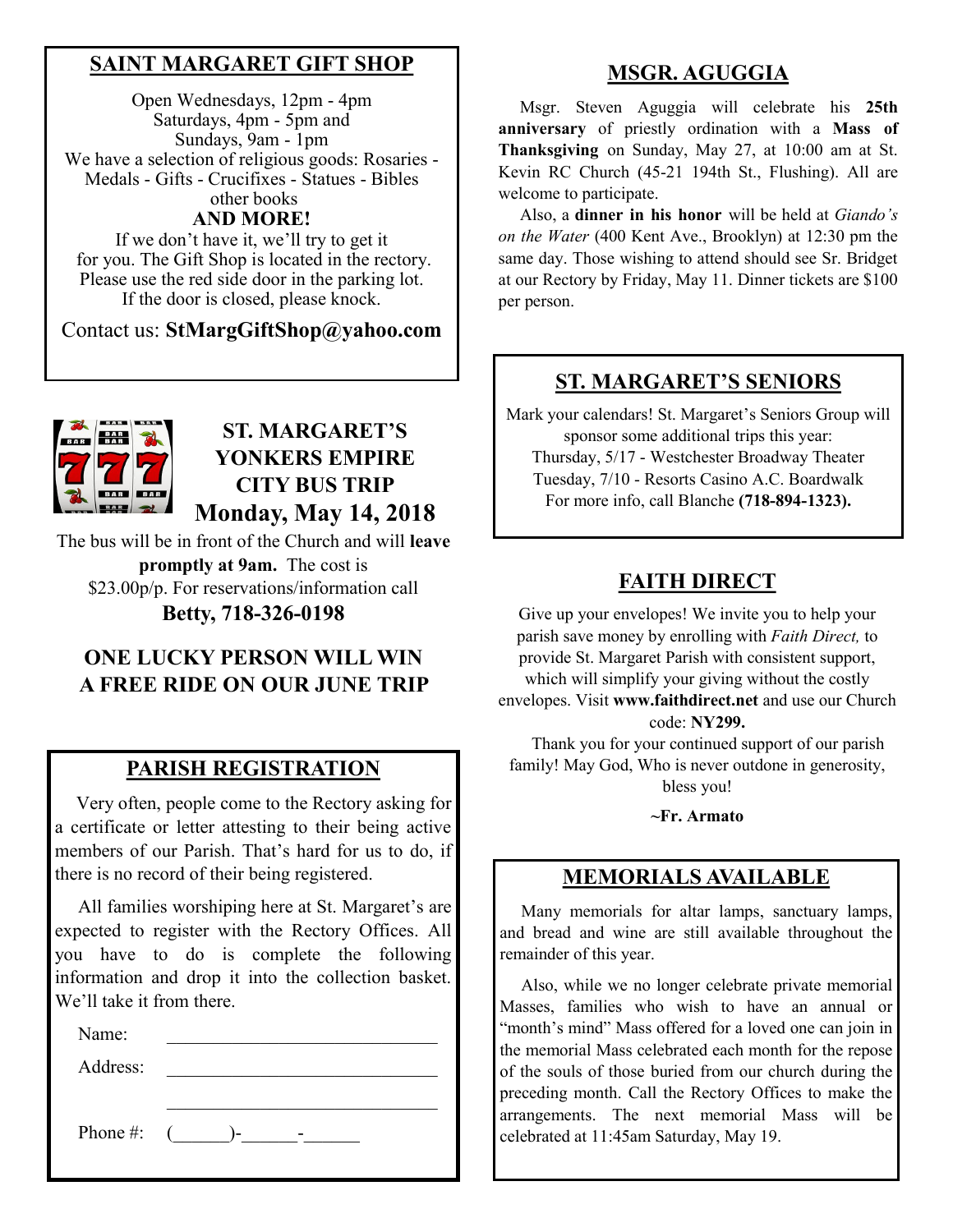## SAINT MARGARET GIFT SHOP

Open Wednesdays, 12pm - 4pm
Saturdays, 4pm - 5pm and
Sundays, 9am - 1pm
We have a selection of religious goods: Rosaries - Medals - Gifts - Crucifixes - Statues - Bibles other books

**AND MORE!**

If we don't have it, we'll try to get it for you. The Gift Shop is located in the rectory. Please use the red side door in the parking lot. If the door is closed, please knock.

Contact us: **StMargGiftShop@yahoo.com**

## ST. MARGARET'S YONKERS EMPIRE CITY BUS TRIP

## Monday, May 14, 2018

The bus will be in front of the Church and will **leave promptly at 9am.** The cost is $23.00p/p. For reservations/information call

**Betty, 718-326-0198**

**ONE LUCKY PERSON WILL WIN A FREE RIDE ON OUR JUNE TRIP**

## PARISH REGISTRATION

Very often, people come to the Rectory asking for a certificate or letter attesting to their being active members of our Parish. That's hard for us to do, if there is no record of their being registered.

All families worshiping here at St. Margaret's are expected to register with the Rectory Offices. All you have to do is complete the following information and drop it into the collection basket. We'll take it from there.

Name: ______________________________

Address: ______________________________

______________________________

Phone #: (______)-______-______

## MSGR. AGUGGIA

Msgr. Steven Aguggia will celebrate his **25th anniversary** of priestly ordination with a **Mass of Thanksgiving** on Sunday, May 27, at 10:00 am at St. Kevin RC Church (45-21 194th St., Flushing). All are welcome to participate.

Also, a **dinner in his honor** will be held at *Giando's on the Water* (400 Kent Ave., Brooklyn) at 12:30 pm the same day. Those wishing to attend should see Sr. Bridget at our Rectory by Friday, May 11. Dinner tickets are $100 per person.

## ST. MARGARET'S SENIORS

Mark your calendars! St. Margaret's Seniors Group will sponsor some additional trips this year:
Thursday, 5/17 - Westchester Broadway Theater
Tuesday, 7/10 - Resorts Casino A.C. Boardwalk
For more info, call Blanche **(718-894-1323).**

## FAITH DIRECT

Give up your envelopes! We invite you to help your parish save money by enrolling with *Faith Direct,* to provide St. Margaret Parish with consistent support, which will simplify your giving without the costly envelopes. Visit **www.faithdirect.net** and use our Church code: **NY299.**

Thank you for your continued support of our parish family! May God, Who is never outdone in generosity, bless you!

**~Fr. Armato**

## MEMORIALS AVAILABLE

Many memorials for altar lamps, sanctuary lamps, and bread and wine are still available throughout the remainder of this year.

Also, while we no longer celebrate private memorial Masses, families who wish to have an annual or "month's mind" Mass offered for a loved one can join in the memorial Mass celebrated each month for the repose of the souls of those buried from our church during the preceding month. Call the Rectory Offices to make the arrangements. The next memorial Mass will be celebrated at 11:45am Saturday, May 19.